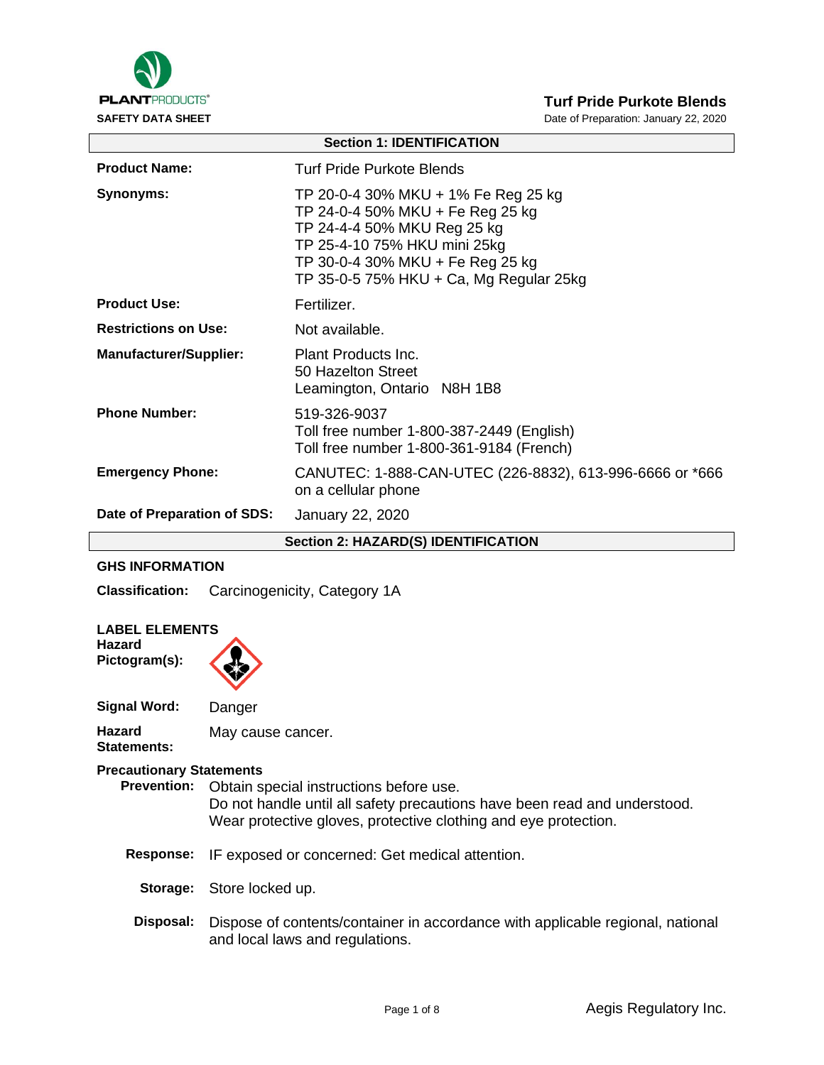**PLANT**PRODUCTS®

**SAFETY DATA SHEET**

# Turf Pride Purkote Blends

Date of Preparation: January 22, 2020

## Section 1: IDENTIFICATION

| | |
|---|---|
| **Product Name:** | Turf Pride Purkote Blends |
| **Synonyms:** | TP 20-0-4 30% MKU + 1% Fe Reg 25 kg<br>TP 24-0-4 50% MKU + Fe Reg 25 kg<br>TP 24-4-4 50% MKU Reg 25 kg<br>TP 25-4-10 75% HKU mini 25kg<br>TP 30-0-4 30% MKU + Fe Reg 25 kg<br>TP 35-0-5 75% HKU + Ca, Mg Regular 25kg |
| **Product Use:** | Fertilizer. |
| **Restrictions on Use:** | Not available. |
| **Manufacturer/Supplier:** | Plant Products Inc.<br>50 Hazelton Street<br>Leamington, Ontario N8H 1B8 |
| **Phone Number:** | 519-326-9037<br>Toll free number 1-800-387-2449 (English)<br>Toll free number 1-800-361-9184 (French) |
| **Emergency Phone:** | CANUTEC: 1-888-CAN-UTEC (226-8832), 613-996-6666 or *666 on a cellular phone |
| **Date of Preparation of SDS:** | January 22, 2020 |

## Section 2: HAZARD(S) IDENTIFICATION

### GHS INFORMATION

**Classification:** Carcinogenicity, Category 1A

### LABEL ELEMENTS

**Hazard Pictogram(s):** (Health hazard)

**Signal Word:** Danger

**Hazard Statements:** May cause cancer.

**Precautionary Statements**

**Prevention:** Obtain special instructions before use.
Do not handle until all safety precautions have been read and understood.
Wear protective gloves, protective clothing and eye protection.

**Response:** IF exposed or concerned: Get medical attention.

**Storage:** Store locked up.

**Disposal:** Dispose of contents/container in accordance with applicable regional, national and local laws and regulations.

Aegis Regulatory Inc.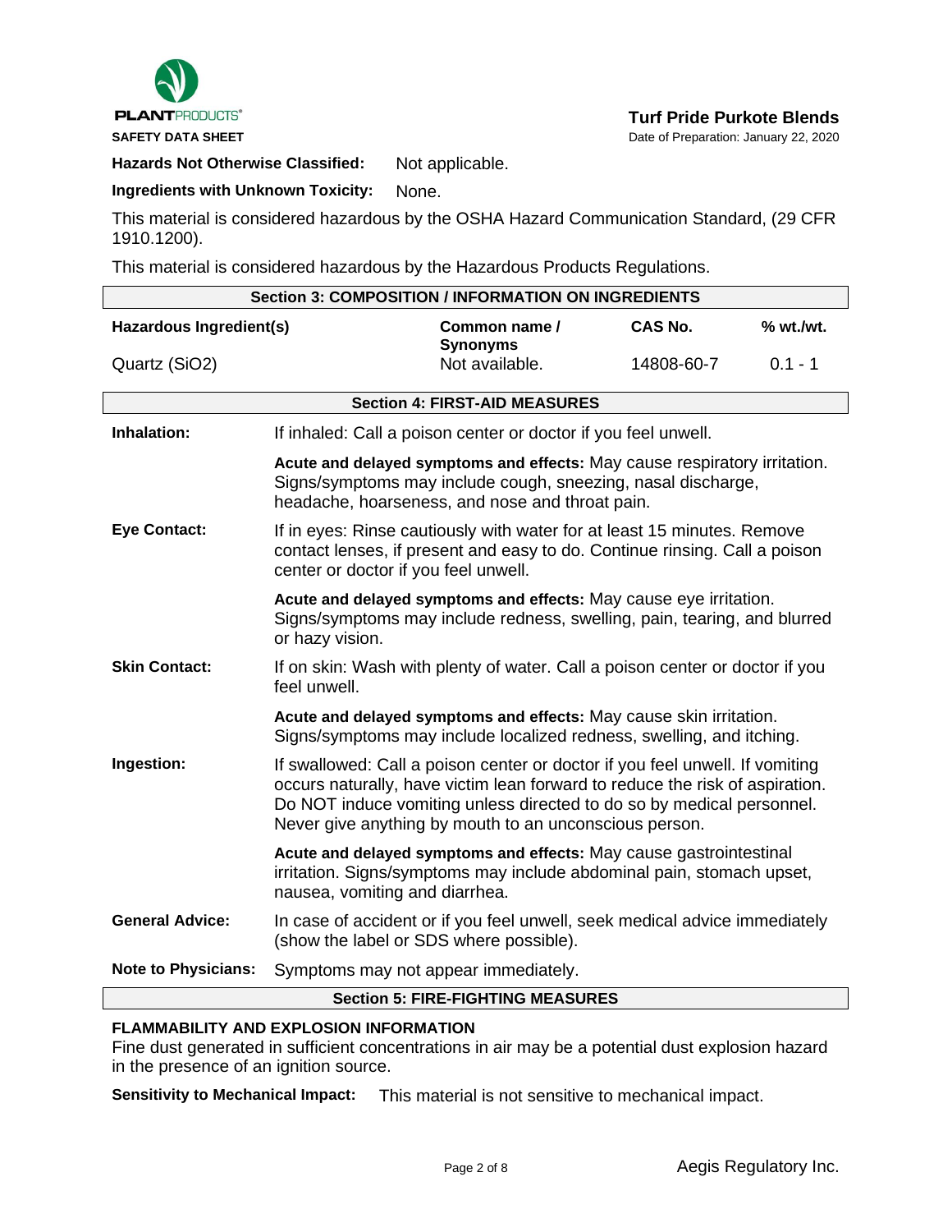**Hazards Not Otherwise Classified:** Not applicable.

**Ingredients with Unknown Toxicity:** None.

This material is considered hazardous by the OSHA Hazard Communication Standard, (29 CFR 1910.1200).

This material is considered hazardous by the Hazardous Products Regulations.

## Section 3: COMPOSITION / INFORMATION ON INGREDIENTS

| Hazardous Ingredient(s) | Common name / Synonyms | CAS No. | % wt./wt. |
|---|---|---|---|
| Quartz ($SiO_2$) | Not available. | 14808-60-7 | 0.1 - 1 |

## Section 4: FIRST-AID MEASURES

**Inhalation:** If inhaled: Call a poison center or doctor if you feel unwell.

**Acute and delayed symptoms and effects:** May cause respiratory irritation. Signs/symptoms may include cough, sneezing, nasal discharge, headache, hoarseness, and nose and throat pain.

**Eye Contact:** If in eyes: Rinse cautiously with water for at least 15 minutes. Remove contact lenses, if present and easy to do. Continue rinsing. Call a poison center or doctor if you feel unwell.

**Acute and delayed symptoms and effects:** May cause eye irritation. Signs/symptoms may include redness, swelling, pain, tearing, and blurred or hazy vision.

**Skin Contact:** If on skin: Wash with plenty of water. Call a poison center or doctor if you feel unwell.

**Acute and delayed symptoms and effects:** May cause skin irritation. Signs/symptoms may include localized redness, swelling, and itching.

**Ingestion:** If swallowed: Call a poison center or doctor if you feel unwell. If vomiting occurs naturally, have victim lean forward to reduce the risk of aspiration. Do NOT induce vomiting unless directed to do so by medical personnel. Never give anything by mouth to an unconscious person.

**Acute and delayed symptoms and effects:** May cause gastrointestinal irritation. Signs/symptoms may include abdominal pain, stomach upset, nausea, vomiting and diarrhea.

**General Advice:** In case of accident or if you feel unwell, seek medical advice immediately (show the label or SDS where possible).

**Note to Physicians:** Symptoms may not appear immediately.

## Section 5: FIRE-FIGHTING MEASURES

**FLAMMABILITY AND EXPLOSION INFORMATION**

Fine dust generated in sufficient concentrations in air may be a potential dust explosion hazard in the presence of an ignition source.

**Sensitivity to Mechanical Impact:** This material is not sensitive to mechanical impact.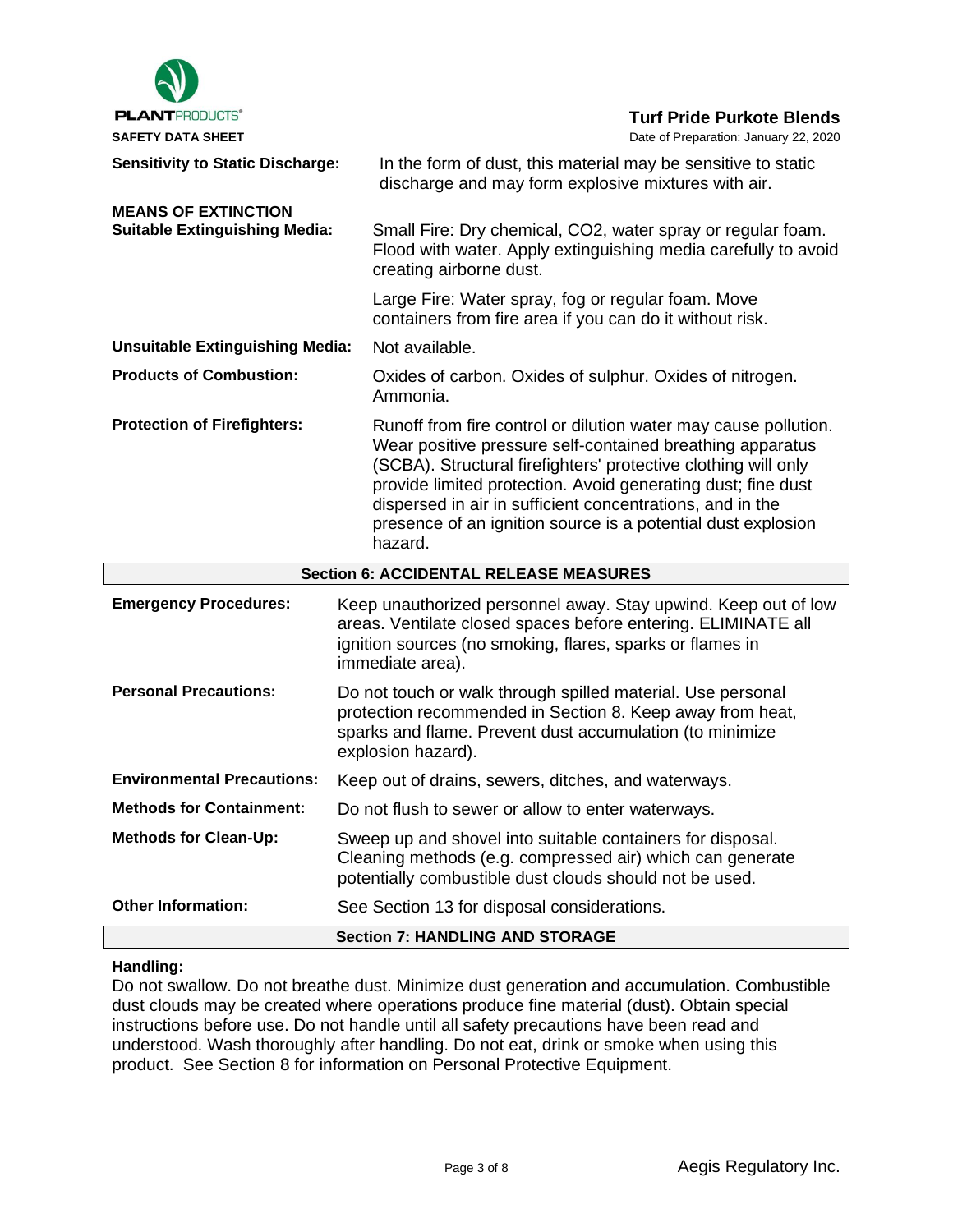| | |
|---|---|
| **Sensitivity to Static Discharge:** | In the form of dust, this material may be sensitive to static discharge and may form explosive mixtures with air. |

**MEANS OF EXTINCTION**

| | |
|---|---|
| **Suitable Extinguishing Media:** | Small Fire: Dry chemical, $CO_2$, water spray or regular foam. Flood with water. Apply extinguishing media carefully to avoid creating airborne dust.<br><br>Large Fire: Water spray, fog or regular foam. Move containers from fire area if you can do it without risk. |
| **Unsuitable Extinguishing Media:** | Not available. |
| **Products of Combustion:** | Oxides of carbon. Oxides of sulphur. Oxides of nitrogen. Ammonia. |
| **Protection of Firefighters:** | Runoff from fire control or dilution water may cause pollution. Wear positive pressure self-contained breathing apparatus (SCBA). Structural firefighters' protective clothing will only provide limited protection. Avoid generating dust; fine dust dispersed in air in sufficient concentrations, and in the presence of an ignition source is a potential dust explosion hazard. |

## Section 6: ACCIDENTAL RELEASE MEASURES

| | |
|---|---|
| **Emergency Procedures:** | Keep unauthorized personnel away. Stay upwind. Keep out of low areas. Ventilate closed spaces before entering. ELIMINATE all ignition sources (no smoking, flares, sparks or flames in immediate area). |
| **Personal Precautions:** | Do not touch or walk through spilled material. Use personal protection recommended in Section 8. Keep away from heat, sparks and flame. Prevent dust accumulation (to minimize explosion hazard). |
| **Environmental Precautions:** | Keep out of drains, sewers, ditches, and waterways. |
| **Methods for Containment:** | Do not flush to sewer or allow to enter waterways. |
| **Methods for Clean-Up:** | Sweep up and shovel into suitable containers for disposal. Cleaning methods (e.g. compressed air) which can generate potentially combustible dust clouds should not be used. |
| **Other Information:** | See Section 13 for disposal considerations. |

## Section 7: HANDLING AND STORAGE

**Handling:**

Do not swallow. Do not breathe dust. Minimize dust generation and accumulation. Combustible dust clouds may be created where operations produce fine material (dust). Obtain special instructions before use. Do not handle until all safety precautions have been read and understood. Wash thoroughly after handling. Do not eat, drink or smoke when using this product. See Section 8 for information on Personal Protective Equipment.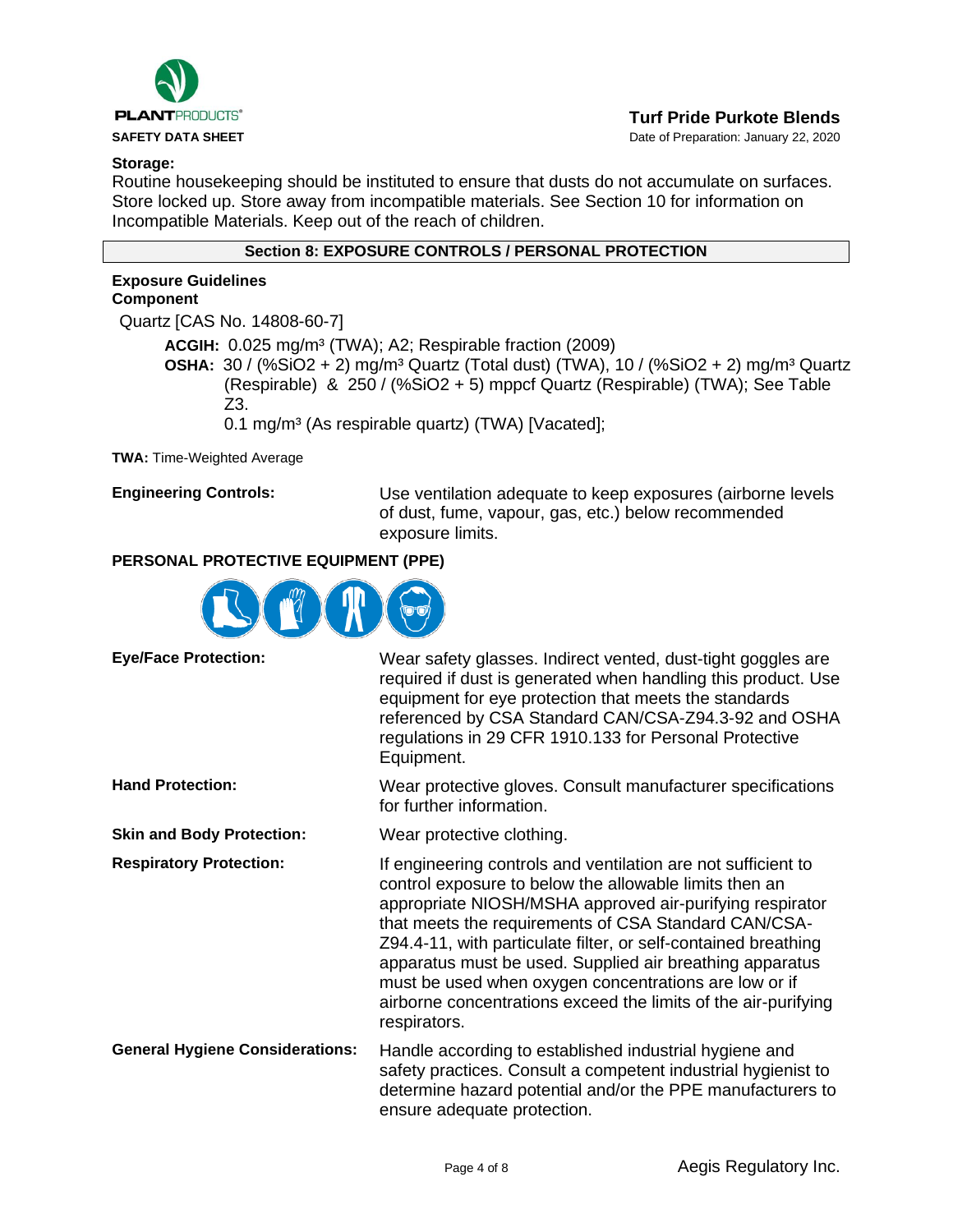**Storage:**
Routine housekeeping should be instituted to ensure that dusts do not accumulate on surfaces. Store locked up. Store away from incompatible materials. See Section 10 for information on Incompatible Materials. Keep out of the reach of children.

## Section 8: EXPOSURE CONTROLS / PERSONAL PROTECTION

**Exposure Guidelines**
**Component**

Quartz [CAS No. 14808-60-7]

**ACGIH:** 0.025 mg/m³ (TWA); A2; Respirable fraction (2009)
**OSHA:** 30 / (%$SiO_2$ + 2) mg/m³ Quartz (Total dust) (TWA), 10 / (%$SiO_2$ + 2) mg/m³ Quartz (Respirable) & 250 / (%$SiO_2$ + 5) mppcf Quartz (Respirable) (TWA); See Table Z3.
0.1 mg/m³ (As respirable quartz) (TWA) [Vacated];

**TWA:** Time-Weighted Average

**Engineering Controls:** Use ventilation adequate to keep exposures (airborne levels of dust, fume, vapour, gas, etc.) below recommended exposure limits.

**PERSONAL PROTECTIVE EQUIPMENT (PPE)**

**Eye/Face Protection:** Wear safety glasses. Indirect vented, dust-tight goggles are required if dust is generated when handling this product. Use equipment for eye protection that meets the standards referenced by CSA Standard CAN/CSA-Z94.3-92 and OSHA regulations in 29 CFR 1910.133 for Personal Protective Equipment.

**Hand Protection:** Wear protective gloves. Consult manufacturer specifications for further information.

**Skin and Body Protection:** Wear protective clothing.

**Respiratory Protection:** If engineering controls and ventilation are not sufficient to control exposure to below the allowable limits then an appropriate NIOSH/MSHA approved air-purifying respirator that meets the requirements of CSA Standard CAN/CSA-Z94.4-11, with particulate filter, or self-contained breathing apparatus must be used. Supplied air breathing apparatus must be used when oxygen concentrations are low or if airborne concentrations exceed the limits of the air-purifying respirators.

**General Hygiene Considerations:** Handle according to established industrial hygiene and safety practices. Consult a competent industrial hygienist to determine hazard potential and/or the PPE manufacturers to ensure adequate protection.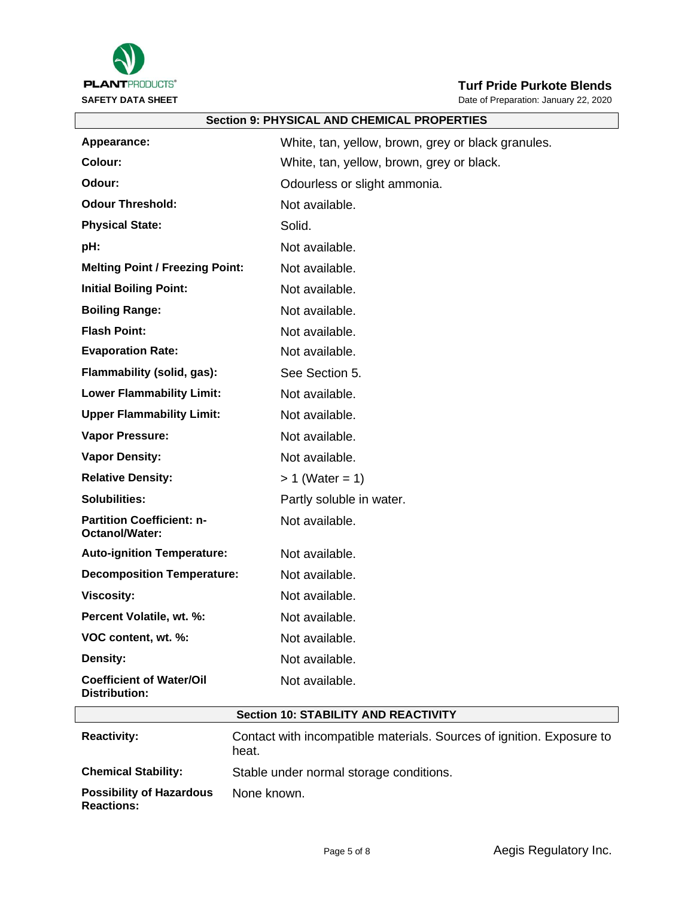## Section 9: PHYSICAL AND CHEMICAL PROPERTIES

| Property | Value |
|---|---|
| **Appearance:** | White, tan, yellow, brown, grey or black granules. |
| **Colour:** | White, tan, yellow, brown, grey or black. |
| **Odour:** | Odourless or slight ammonia. |
| **Odour Threshold:** | Not available. |
| **Physical State:** | Solid. |
| **pH:** | Not available. |
| **Melting Point / Freezing Point:** | Not available. |
| **Initial Boiling Point:** | Not available. |
| **Boiling Range:** | Not available. |
| **Flash Point:** | Not available. |
| **Evaporation Rate:** | Not available. |
| **Flammability (solid, gas):** | See Section 5. |
| **Lower Flammability Limit:** | Not available. |
| **Upper Flammability Limit:** | Not available. |
| **Vapor Pressure:** | Not available. |
| **Vapor Density:** | Not available. |
| **Relative Density:** | > 1 (Water = 1) |
| **Solubilities:** | Partly soluble in water. |
| **Partition Coefficient: n-Octanol/Water:** | Not available. |
| **Auto-ignition Temperature:** | Not available. |
| **Decomposition Temperature:** | Not available. |
| **Viscosity:** | Not available. |
| **Percent Volatile, wt. %:** | Not available. |
| **VOC content, wt. %:** | Not available. |
| **Density:** | Not available. |
| **Coefficient of Water/Oil Distribution:** | Not available. |

## Section 10: STABILITY AND REACTIVITY

| Property | Value |
|---|---|
| **Reactivity:** | Contact with incompatible materials. Sources of ignition. Exposure to heat. |
| **Chemical Stability:** | Stable under normal storage conditions. |
| **Possibility of Hazardous Reactions:** | None known. |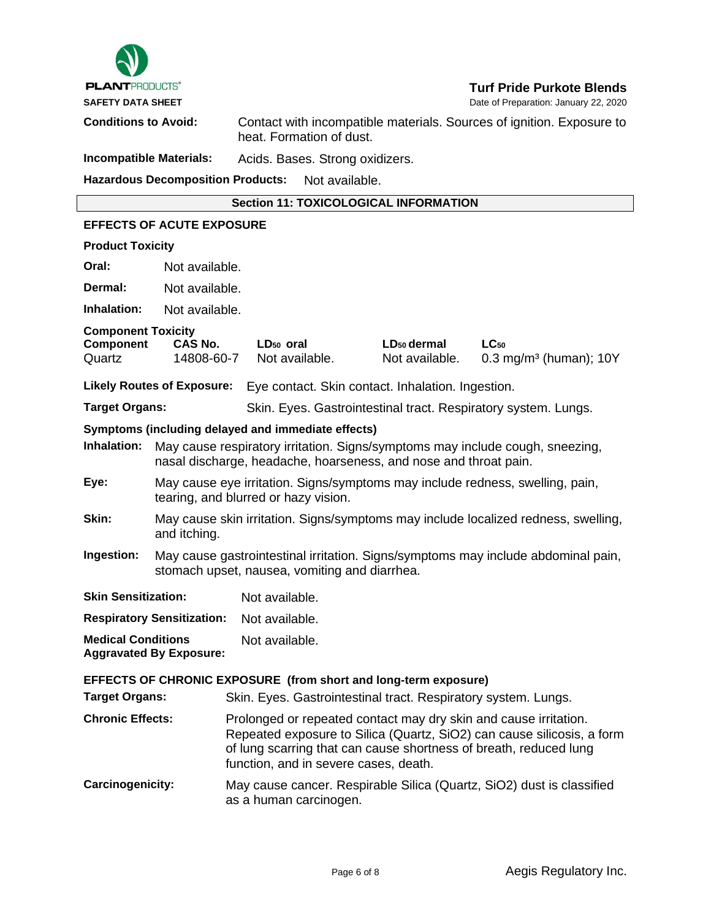**Conditions to Avoid:** Contact with incompatible materials. Sources of ignition. Exposure to heat. Formation of dust.

**Incompatible Materials:** Acids. Bases. Strong oxidizers.

**Hazardous Decomposition Products:** Not available.

## Section 11: TOXICOLOGICAL INFORMATION

### EFFECTS OF ACUTE EXPOSURE

**Product Toxicity**

**Oral:** Not available.

**Dermal:** Not available.

**Inhalation:** Not available.

**Component Toxicity**

| Component | CAS No. | $LD_{50}$ oral | $LD_{50}$ dermal | $LC_{50}$ |
|---|---|---|---|---|
| Quartz | 14808-60-7 | Not available. | Not available. | 0.3 mg/m$^3$ (human); 10Y |

**Likely Routes of Exposure:** Eye contact. Skin contact. Inhalation. Ingestion.

**Target Organs:** Skin. Eyes. Gastrointestinal tract. Respiratory system. Lungs.

**Symptoms (including delayed and immediate effects)**

**Inhalation:** May cause respiratory irritation. Signs/symptoms may include cough, sneezing, nasal discharge, headache, hoarseness, and nose and throat pain.

**Eye:** May cause eye irritation. Signs/symptoms may include redness, swelling, pain, tearing, and blurred or hazy vision.

**Skin:** May cause skin irritation. Signs/symptoms may include localized redness, swelling, and itching.

**Ingestion:** May cause gastrointestinal irritation. Signs/symptoms may include abdominal pain, stomach upset, nausea, vomiting and diarrhea.

**Skin Sensitization:** Not available.

**Respiratory Sensitization:** Not available.

**Medical Conditions Aggravated By Exposure:** Not available.

### EFFECTS OF CHRONIC EXPOSURE (from short and long-term exposure)

**Target Organs:** Skin. Eyes. Gastrointestinal tract. Respiratory system. Lungs.

**Chronic Effects:** Prolonged or repeated contact may dry skin and cause irritation. Repeated exposure to Silica (Quartz, $SiO_2$) can cause silicosis, a form of lung scarring that can cause shortness of breath, reduced lung function, and in severe cases, death.

**Carcinogenicity:** May cause cancer. Respirable Silica (Quartz, $SiO_2$) dust is classified as a human carcinogen.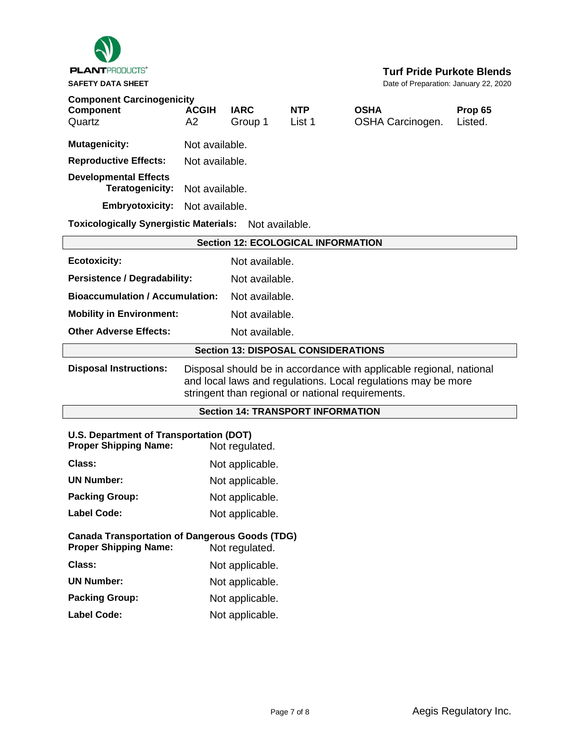**Component Carcinogenicity**

| Component | ACGIH | IARC | NTP | OSHA | Prop 65 |
|---|---|---|---|---|---|
| Quartz | A2 | Group 1 | List 1 | OSHA Carcinogen. | Listed. |

**Mutagenicity:** Not available.

**Reproductive Effects:** Not available.

**Developmental Effects**

**Teratogenicity:** Not available.

**Embryotoxicity:** Not available.

**Toxicologically Synergistic Materials:** Not available.

## Section 12: ECOLOGICAL INFORMATION

**Ecotoxicity:** Not available.

**Persistence / Degradability:** Not available.

**Bioaccumulation / Accumulation:** Not available.

**Mobility in Environment:** Not available.

**Other Adverse Effects:** Not available.

## Section 13: DISPOSAL CONSIDERATIONS

**Disposal Instructions:** Disposal should be in accordance with applicable regional, national and local laws and regulations. Local regulations may be more stringent than regional or national requirements.

## Section 14: TRANSPORT INFORMATION

**U.S. Department of Transportation (DOT)**

**Proper Shipping Name:** Not regulated.

**Class:** Not applicable.

**UN Number:** Not applicable.

**Packing Group:** Not applicable.

**Label Code:** Not applicable.

**Canada Transportation of Dangerous Goods (TDG)**

**Proper Shipping Name:** Not regulated.

**Class:** Not applicable.

**UN Number:** Not applicable.

**Packing Group:** Not applicable.

**Label Code:** Not applicable.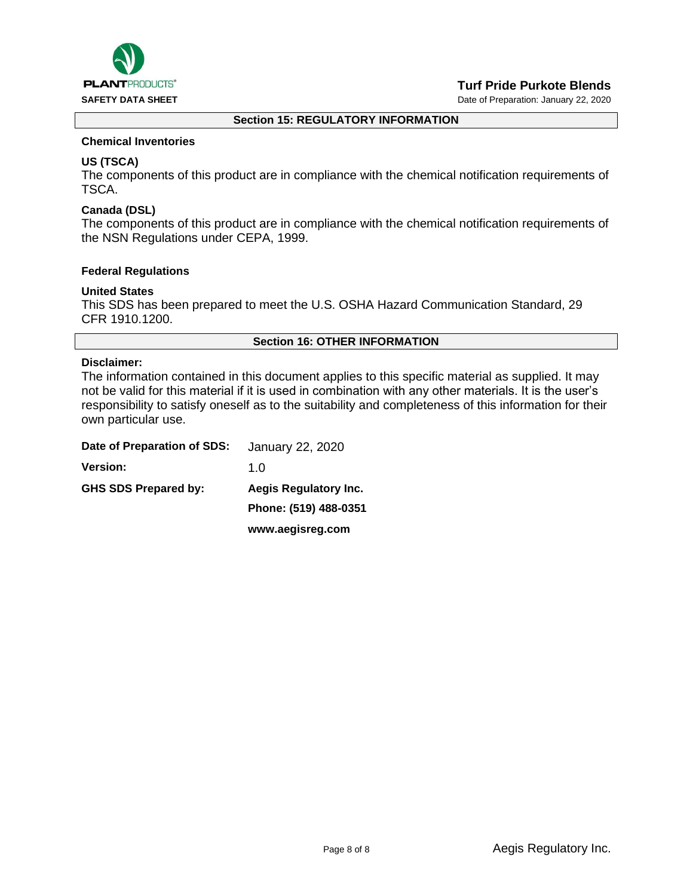## Section 15: REGULATORY INFORMATION

**Chemical Inventories**

**US (TSCA)**
The components of this product are in compliance with the chemical notification requirements of TSCA.

**Canada (DSL)**
The components of this product are in compliance with the chemical notification requirements of the NSN Regulations under CEPA, 1999.

**Federal Regulations**

**United States**
This SDS has been prepared to meet the U.S. OSHA Hazard Communication Standard, 29 CFR 1910.1200.

## Section 16: OTHER INFORMATION

**Disclaimer:**
The information contained in this document applies to this specific material as supplied. It may not be valid for this material if it is used in combination with any other materials. It is the user's responsibility to satisfy oneself as to the suitability and completeness of this information for their own particular use.

| | |
|---|---|
| **Date of Preparation of SDS:** | January 22, 2020 |
| **Version:** | 1.0 |
| **GHS SDS Prepared by:** | **Aegis Regulatory Inc.** |
| | **Phone: (519) 488-0351** |
| | **www.aegisreg.com** |